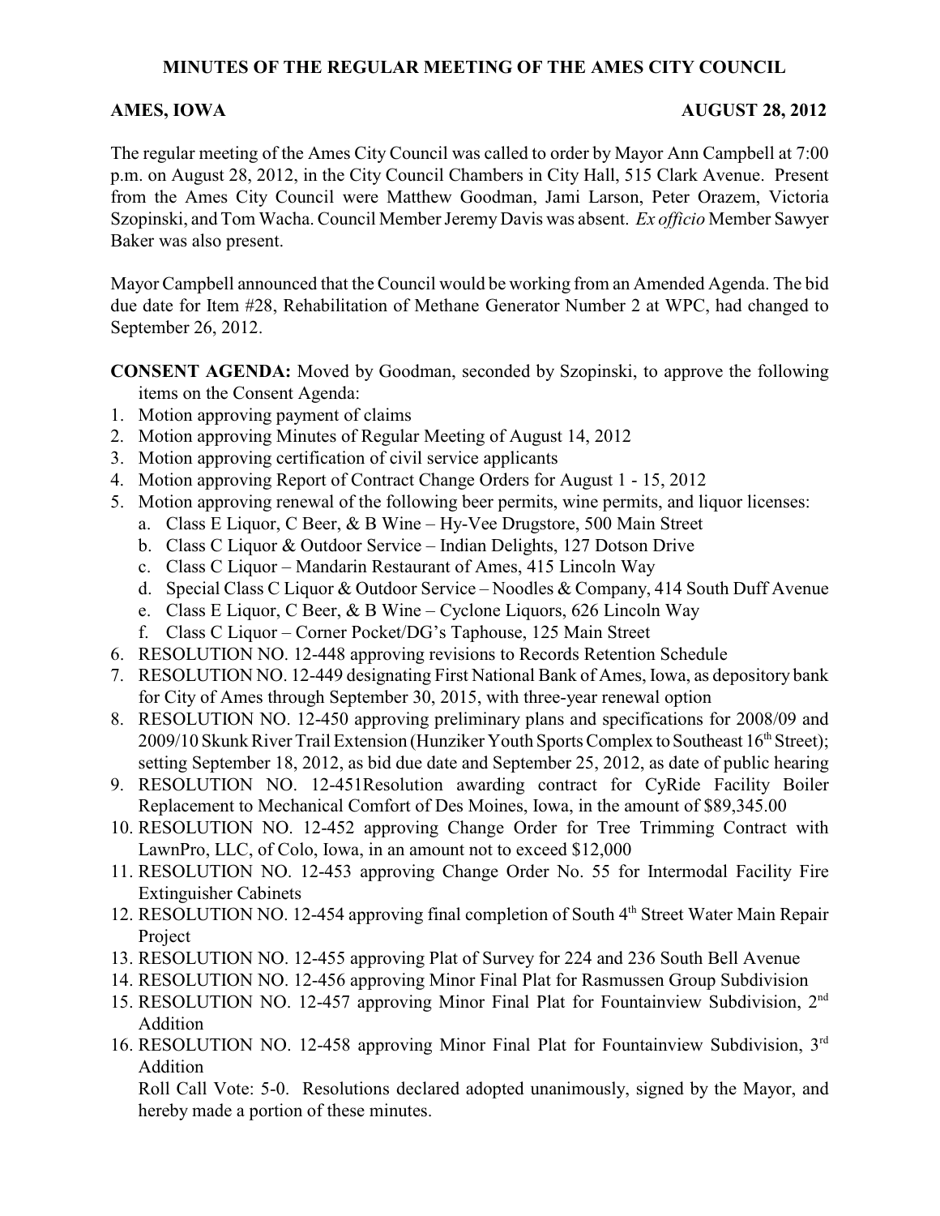# MINUTES OF THE REGULAR MEETING OF THE AMES CITY COUNCIL

**AMES, IOWA** **AUGUST 28, 2012**

The regular meeting of the Ames City Council was called to order by Mayor Ann Campbell at 7:00 p.m. on August 28, 2012, in the City Council Chambers in City Hall, 515 Clark Avenue. Present from the Ames City Council were Matthew Goodman, Jami Larson, Peter Orazem, Victoria Szopinski, and Tom Wacha. Council Member Jeremy Davis was absent. *Ex officio* Member Sawyer Baker was also present.

Mayor Campbell announced that the Council would be working from an Amended Agenda. The bid due date for Item #28, Rehabilitation of Methane Generator Number 2 at WPC, had changed to September 26, 2012.

**CONSENT AGENDA:** Moved by Goodman, seconded by Szopinski, to approve the following items on the Consent Agenda:

1. Motion approving payment of claims
2. Motion approving Minutes of Regular Meeting of August 14, 2012
3. Motion approving certification of civil service applicants
4. Motion approving Report of Contract Change Orders for August 1 - 15, 2012
5. Motion approving renewal of the following beer permits, wine permits, and liquor licenses:
   a. Class E Liquor, C Beer, & B Wine – Hy-Vee Drugstore, 500 Main Street
   b. Class C Liquor & Outdoor Service – Indian Delights, 127 Dotson Drive
   c. Class C Liquor – Mandarin Restaurant of Ames, 415 Lincoln Way
   d. Special Class C Liquor & Outdoor Service – Noodles & Company, 414 South Duff Avenue
   e. Class E Liquor, C Beer, & B Wine – Cyclone Liquors, 626 Lincoln Way
   f. Class C Liquor – Corner Pocket/DG's Taphouse, 125 Main Street
6. RESOLUTION NO. 12-448 approving revisions to Records Retention Schedule
7. RESOLUTION NO. 12-449 designating First National Bank of Ames, Iowa, as depository bank for City of Ames through September 30, 2015, with three-year renewal option
8. RESOLUTION NO. 12-450 approving preliminary plans and specifications for 2008/09 and 2009/10 Skunk River Trail Extension (Hunziker Youth Sports Complex to Southeast 16th Street); setting September 18, 2012, as bid due date and September 25, 2012, as date of public hearing
9. RESOLUTION NO. 12-451Resolution awarding contract for CyRide Facility Boiler Replacement to Mechanical Comfort of Des Moines, Iowa, in the amount of $89,345.00
10. RESOLUTION NO. 12-452 approving Change Order for Tree Trimming Contract with LawnPro, LLC, of Colo, Iowa, in an amount not to exceed $12,000
11. RESOLUTION NO. 12-453 approving Change Order No. 55 for Intermodal Facility Fire Extinguisher Cabinets
12. RESOLUTION NO. 12-454 approving final completion of South 4th Street Water Main Repair Project
13. RESOLUTION NO. 12-455 approving Plat of Survey for 224 and 236 South Bell Avenue
14. RESOLUTION NO. 12-456 approving Minor Final Plat for Rasmussen Group Subdivision
15. RESOLUTION NO. 12-457 approving Minor Final Plat for Fountainview Subdivision, 2nd Addition
16. RESOLUTION NO. 12-458 approving Minor Final Plat for Fountainview Subdivision, 3rd Addition

   Roll Call Vote: 5-0. Resolutions declared adopted unanimously, signed by the Mayor, and hereby made a portion of these minutes.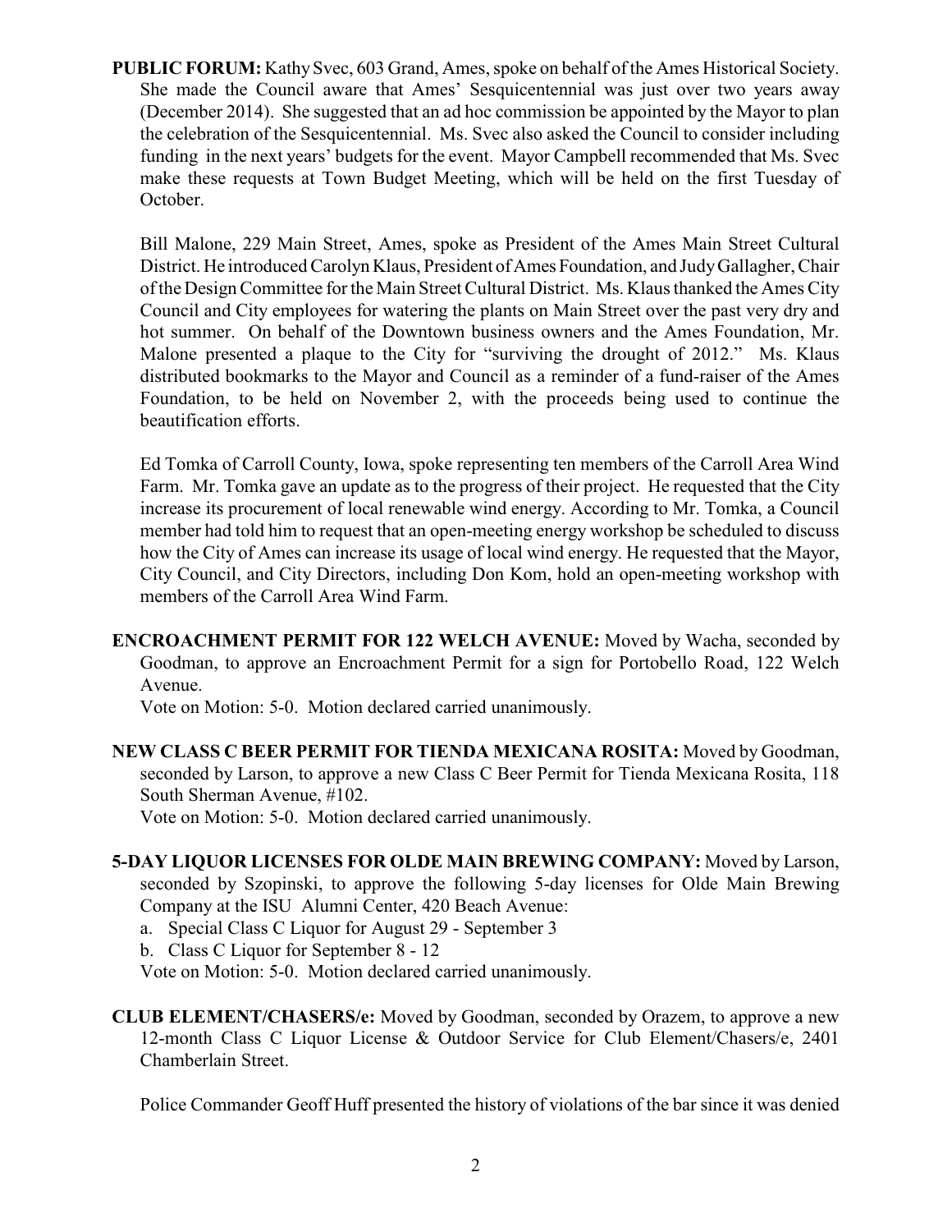**PUBLIC FORUM:** Kathy Svec, 603 Grand, Ames, spoke on behalf of the Ames Historical Society. She made the Council aware that Ames' Sesquicentennial was just over two years away (December 2014). She suggested that an ad hoc commission be appointed by the Mayor to plan the celebration of the Sesquicentennial. Ms. Svec also asked the Council to consider including funding in the next years' budgets for the event. Mayor Campbell recommended that Ms. Svec make these requests at Town Budget Meeting, which will be held on the first Tuesday of October.

Bill Malone, 229 Main Street, Ames, spoke as President of the Ames Main Street Cultural District. He introduced Carolyn Klaus, President of Ames Foundation, and Judy Gallagher, Chair of the Design Committee for the Main Street Cultural District. Ms. Klaus thanked the Ames City Council and City employees for watering the plants on Main Street over the past very dry and hot summer. On behalf of the Downtown business owners and the Ames Foundation, Mr. Malone presented a plaque to the City for "surviving the drought of 2012." Ms. Klaus distributed bookmarks to the Mayor and Council as a reminder of a fund-raiser of the Ames Foundation, to be held on November 2, with the proceeds being used to continue the beautification efforts.

Ed Tomka of Carroll County, Iowa, spoke representing ten members of the Carroll Area Wind Farm. Mr. Tomka gave an update as to the progress of their project. He requested that the City increase its procurement of local renewable wind energy. According to Mr. Tomka, a Council member had told him to request that an open-meeting energy workshop be scheduled to discuss how the City of Ames can increase its usage of local wind energy. He requested that the Mayor, City Council, and City Directors, including Don Kom, hold an open-meeting workshop with members of the Carroll Area Wind Farm.

**ENCROACHMENT PERMIT FOR 122 WELCH AVENUE:** Moved by Wacha, seconded by Goodman, to approve an Encroachment Permit for a sign for Portobello Road, 122 Welch Avenue.

Vote on Motion: 5-0. Motion declared carried unanimously.

**NEW CLASS C BEER PERMIT FOR TIENDA MEXICANA ROSITA:** Moved by Goodman, seconded by Larson, to approve a new Class C Beer Permit for Tienda Mexicana Rosita, 118 South Sherman Avenue, #102.

Vote on Motion: 5-0. Motion declared carried unanimously.

**5-DAY LIQUOR LICENSES FOR OLDE MAIN BREWING COMPANY:** Moved by Larson, seconded by Szopinski, to approve the following 5-day licenses for Olde Main Brewing Company at the ISU Alumni Center, 420 Beach Avenue:

a. Special Class C Liquor for August 29 - September 3
b. Class C Liquor for September 8 - 12

Vote on Motion: 5-0. Motion declared carried unanimously.

**CLUB ELEMENT/CHASERS/e:** Moved by Goodman, seconded by Orazem, to approve a new 12-month Class C Liquor License & Outdoor Service for Club Element/Chasers/e, 2401 Chamberlain Street.

Police Commander Geoff Huff presented the history of violations of the bar since it was denied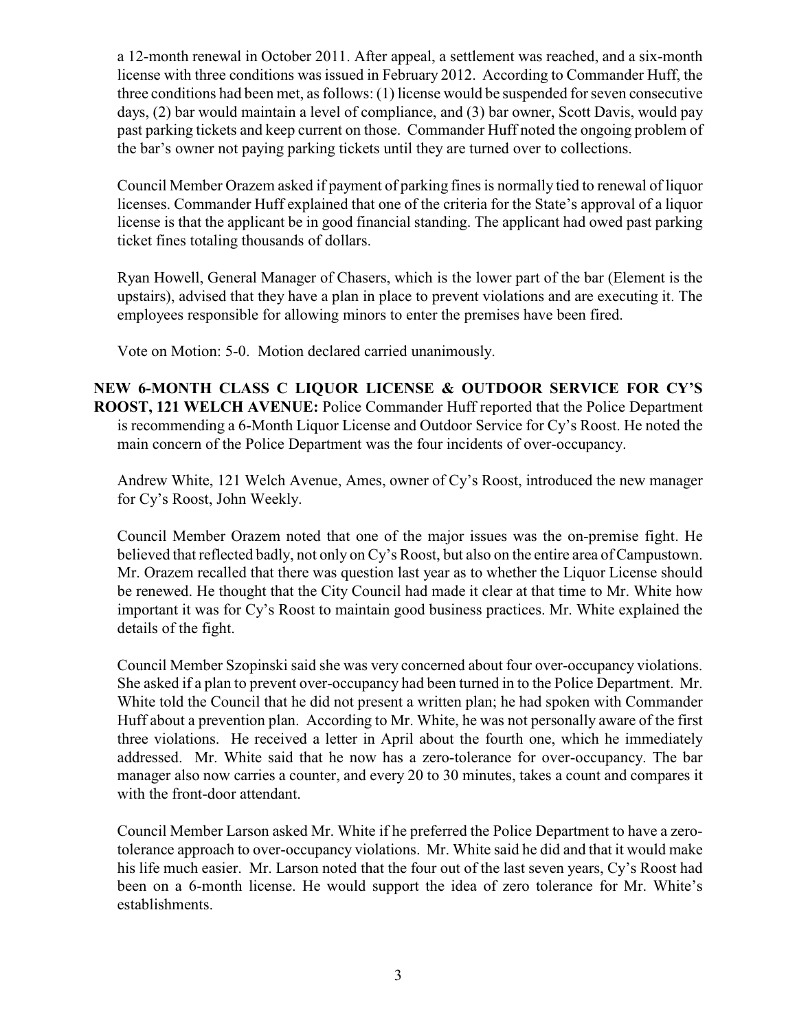a 12-month renewal in October 2011. After appeal, a settlement was reached, and a six-month license with three conditions was issued in February 2012. According to Commander Huff, the three conditions had been met, as follows: (1) license would be suspended for seven consecutive days, (2) bar would maintain a level of compliance, and (3) bar owner, Scott Davis, would pay past parking tickets and keep current on those. Commander Huff noted the ongoing problem of the bar's owner not paying parking tickets until they are turned over to collections.

Council Member Orazem asked if payment of parking fines is normally tied to renewal of liquor licenses. Commander Huff explained that one of the criteria for the State's approval of a liquor license is that the applicant be in good financial standing. The applicant had owed past parking ticket fines totaling thousands of dollars.

Ryan Howell, General Manager of Chasers, which is the lower part of the bar (Element is the upstairs), advised that they have a plan in place to prevent violations and are executing it. The employees responsible for allowing minors to enter the premises have been fired.

Vote on Motion: 5-0. Motion declared carried unanimously.

**NEW 6-MONTH CLASS C LIQUOR LICENSE & OUTDOOR SERVICE FOR CY'S ROOST, 121 WELCH AVENUE:** Police Commander Huff reported that the Police Department is recommending a 6-Month Liquor License and Outdoor Service for Cy's Roost. He noted the main concern of the Police Department was the four incidents of over-occupancy.

Andrew White, 121 Welch Avenue, Ames, owner of Cy's Roost, introduced the new manager for Cy's Roost, John Weekly.

Council Member Orazem noted that one of the major issues was the on-premise fight. He believed that reflected badly, not only on Cy's Roost, but also on the entire area of Campustown. Mr. Orazem recalled that there was question last year as to whether the Liquor License should be renewed. He thought that the City Council had made it clear at that time to Mr. White how important it was for Cy's Roost to maintain good business practices. Mr. White explained the details of the fight.

Council Member Szopinski said she was very concerned about four over-occupancy violations. She asked if a plan to prevent over-occupancy had been turned in to the Police Department. Mr. White told the Council that he did not present a written plan; he had spoken with Commander Huff about a prevention plan. According to Mr. White, he was not personally aware of the first three violations. He received a letter in April about the fourth one, which he immediately addressed. Mr. White said that he now has a zero-tolerance for over-occupancy. The bar manager also now carries a counter, and every 20 to 30 minutes, takes a count and compares it with the front-door attendant.

Council Member Larson asked Mr. White if he preferred the Police Department to have a zero-tolerance approach to over-occupancy violations. Mr. White said he did and that it would make his life much easier. Mr. Larson noted that the four out of the last seven years, Cy's Roost had been on a 6-month license. He would support the idea of zero tolerance for Mr. White's establishments.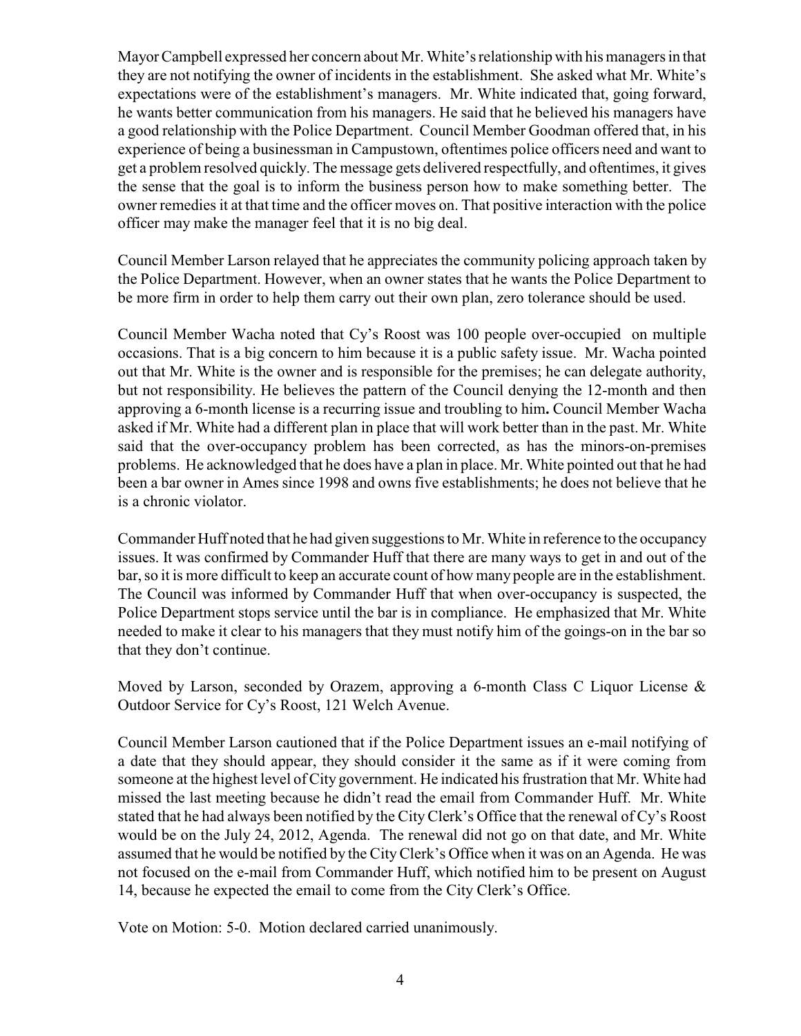Mayor Campbell expressed her concern about Mr. White's relationship with his managers in that they are not notifying the owner of incidents in the establishment. She asked what Mr. White's expectations were of the establishment's managers. Mr. White indicated that, going forward, he wants better communication from his managers. He said that he believed his managers have a good relationship with the Police Department. Council Member Goodman offered that, in his experience of being a businessman in Campustown, oftentimes police officers need and want to get a problem resolved quickly. The message gets delivered respectfully, and oftentimes, it gives the sense that the goal is to inform the business person how to make something better. The owner remedies it at that time and the officer moves on. That positive interaction with the police officer may make the manager feel that it is no big deal.

Council Member Larson relayed that he appreciates the community policing approach taken by the Police Department. However, when an owner states that he wants the Police Department to be more firm in order to help them carry out their own plan, zero tolerance should be used.

Council Member Wacha noted that Cy's Roost was 100 people over-occupied on multiple occasions. That is a big concern to him because it is a public safety issue. Mr. Wacha pointed out that Mr. White is the owner and is responsible for the premises; he can delegate authority, but not responsibility. He believes the pattern of the Council denying the 12-month and then approving a 6-month license is a recurring issue and troubling to him. Council Member Wacha asked if Mr. White had a different plan in place that will work better than in the past. Mr. White said that the over-occupancy problem has been corrected, as has the minors-on-premises problems. He acknowledged that he does have a plan in place. Mr. White pointed out that he had been a bar owner in Ames since 1998 and owns five establishments; he does not believe that he is a chronic violator.

Commander Huff noted that he had given suggestions to Mr. White in reference to the occupancy issues. It was confirmed by Commander Huff that there are many ways to get in and out of the bar, so it is more difficult to keep an accurate count of how many people are in the establishment. The Council was informed by Commander Huff that when over-occupancy is suspected, the Police Department stops service until the bar is in compliance. He emphasized that Mr. White needed to make it clear to his managers that they must notify him of the goings-on in the bar so that they don't continue.

Moved by Larson, seconded by Orazem, approving a 6-month Class C Liquor License & Outdoor Service for Cy's Roost, 121 Welch Avenue.

Council Member Larson cautioned that if the Police Department issues an e-mail notifying of a date that they should appear, they should consider it the same as if it were coming from someone at the highest level of City government. He indicated his frustration that Mr. White had missed the last meeting because he didn't read the email from Commander Huff. Mr. White stated that he had always been notified by the City Clerk's Office that the renewal of Cy's Roost would be on the July 24, 2012, Agenda. The renewal did not go on that date, and Mr. White assumed that he would be notified by the City Clerk's Office when it was on an Agenda. He was not focused on the e-mail from Commander Huff, which notified him to be present on August 14, because he expected the email to come from the City Clerk's Office.

Vote on Motion: 5-0. Motion declared carried unanimously.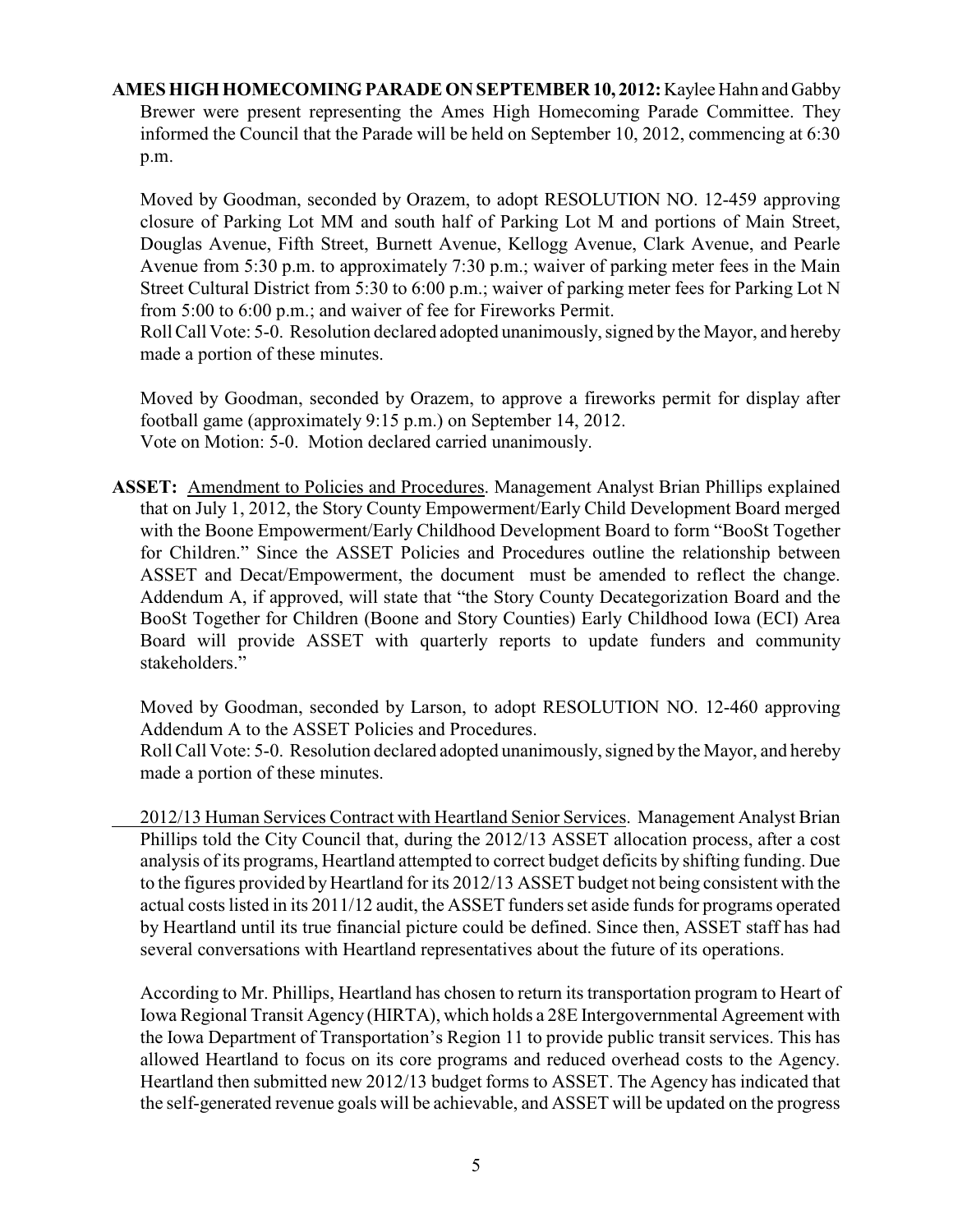**AMES HIGH HOMECOMING PARADE ON SEPTEMBER 10, 2012:** Kaylee Hahn and Gabby Brewer were present representing the Ames High Homecoming Parade Committee. They informed the Council that the Parade will be held on September 10, 2012, commencing at 6:30 p.m.

Moved by Goodman, seconded by Orazem, to adopt RESOLUTION NO. 12-459 approving closure of Parking Lot MM and south half of Parking Lot M and portions of Main Street, Douglas Avenue, Fifth Street, Burnett Avenue, Kellogg Avenue, Clark Avenue, and Pearle Avenue from 5:30 p.m. to approximately 7:30 p.m.; waiver of parking meter fees in the Main Street Cultural District from 5:30 to 6:00 p.m.; waiver of parking meter fees for Parking Lot N from 5:00 to 6:00 p.m.; and waiver of fee for Fireworks Permit.

Roll Call Vote: 5-0. Resolution declared adopted unanimously, signed by the Mayor, and hereby made a portion of these minutes.

Moved by Goodman, seconded by Orazem, to approve a fireworks permit for display after football game (approximately 9:15 p.m.) on September 14, 2012.

Vote on Motion: 5-0. Motion declared carried unanimously.

**ASSET:** Amendment to Policies and Procedures. Management Analyst Brian Phillips explained that on July 1, 2012, the Story County Empowerment/Early Child Development Board merged with the Boone Empowerment/Early Childhood Development Board to form "BooSt Together for Children." Since the ASSET Policies and Procedures outline the relationship between ASSET and Decat/Empowerment, the document must be amended to reflect the change. Addendum A, if approved, will state that "the Story County Decategorization Board and the BooSt Together for Children (Boone and Story Counties) Early Childhood Iowa (ECI) Area Board will provide ASSET with quarterly reports to update funders and community stakeholders."

Moved by Goodman, seconded by Larson, to adopt RESOLUTION NO. 12-460 approving Addendum A to the ASSET Policies and Procedures.

Roll Call Vote: 5-0. Resolution declared adopted unanimously, signed by the Mayor, and hereby made a portion of these minutes.

2012/13 Human Services Contract with Heartland Senior Services. Management Analyst Brian Phillips told the City Council that, during the 2012/13 ASSET allocation process, after a cost analysis of its programs, Heartland attempted to correct budget deficits by shifting funding. Due to the figures provided by Heartland for its 2012/13 ASSET budget not being consistent with the actual costs listed in its 2011/12 audit, the ASSET funders set aside funds for programs operated by Heartland until its true financial picture could be defined. Since then, ASSET staff has had several conversations with Heartland representatives about the future of its operations.

According to Mr. Phillips, Heartland has chosen to return its transportation program to Heart of Iowa Regional Transit Agency (HIRTA), which holds a 28E Intergovernmental Agreement with the Iowa Department of Transportation's Region 11 to provide public transit services. This has allowed Heartland to focus on its core programs and reduced overhead costs to the Agency. Heartland then submitted new 2012/13 budget forms to ASSET. The Agency has indicated that the self-generated revenue goals will be achievable, and ASSET will be updated on the progress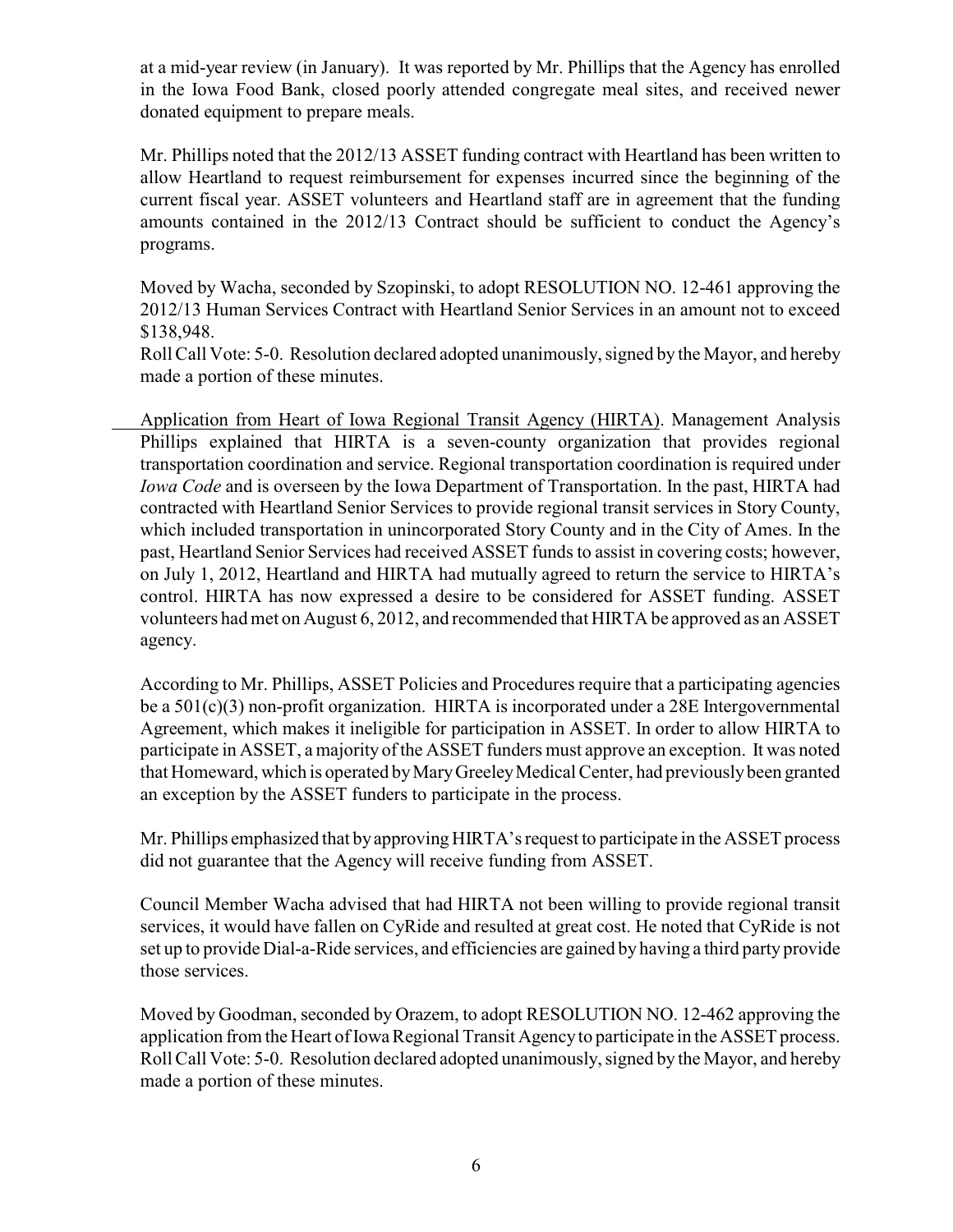at a mid-year review (in January). It was reported by Mr. Phillips that the Agency has enrolled in the Iowa Food Bank, closed poorly attended congregate meal sites, and received newer donated equipment to prepare meals.

Mr. Phillips noted that the 2012/13 ASSET funding contract with Heartland has been written to allow Heartland to request reimbursement for expenses incurred since the beginning of the current fiscal year. ASSET volunteers and Heartland staff are in agreement that the funding amounts contained in the 2012/13 Contract should be sufficient to conduct the Agency's programs.

Moved by Wacha, seconded by Szopinski, to adopt RESOLUTION NO. 12-461 approving the 2012/13 Human Services Contract with Heartland Senior Services in an amount not to exceed $138,948.

Roll Call Vote: 5-0. Resolution declared adopted unanimously, signed by the Mayor, and hereby made a portion of these minutes.

Application from Heart of Iowa Regional Transit Agency (HIRTA). Management Analysis Phillips explained that HIRTA is a seven-county organization that provides regional transportation coordination and service. Regional transportation coordination is required under *Iowa Code* and is overseen by the Iowa Department of Transportation. In the past, HIRTA had contracted with Heartland Senior Services to provide regional transit services in Story County, which included transportation in unincorporated Story County and in the City of Ames. In the past, Heartland Senior Services had received ASSET funds to assist in covering costs; however, on July 1, 2012, Heartland and HIRTA had mutually agreed to return the service to HIRTA's control. HIRTA has now expressed a desire to be considered for ASSET funding. ASSET volunteers had met on August 6, 2012, and recommended that HIRTA be approved as an ASSET agency.

According to Mr. Phillips, ASSET Policies and Procedures require that a participating agencies be a 501(c)(3) non-profit organization. HIRTA is incorporated under a 28E Intergovernmental Agreement, which makes it ineligible for participation in ASSET. In order to allow HIRTA to participate in ASSET, a majority of the ASSET funders must approve an exception. It was noted that Homeward, which is operated by Mary Greeley Medical Center, had previously been granted an exception by the ASSET funders to participate in the process.

Mr. Phillips emphasized that by approving HIRTA's request to participate in the ASSET process did not guarantee that the Agency will receive funding from ASSET.

Council Member Wacha advised that had HIRTA not been willing to provide regional transit services, it would have fallen on CyRide and resulted at great cost. He noted that CyRide is not set up to provide Dial-a-Ride services, and efficiencies are gained by having a third party provide those services.

Moved by Goodman, seconded by Orazem, to adopt RESOLUTION NO. 12-462 approving the application from the Heart of Iowa Regional Transit Agency to participate in the ASSET process.

Roll Call Vote: 5-0. Resolution declared adopted unanimously, signed by the Mayor, and hereby made a portion of these minutes.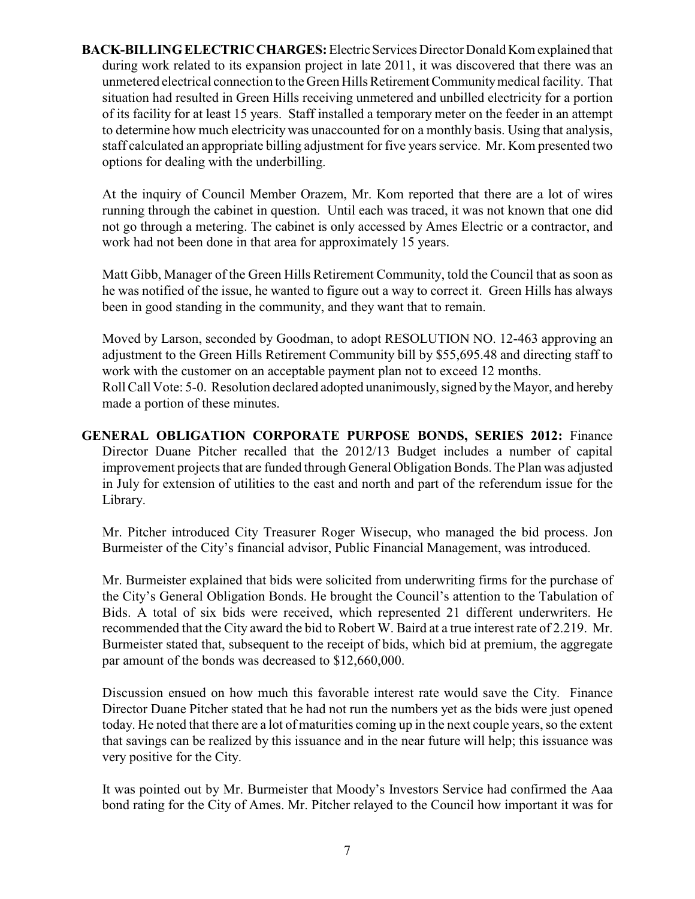**BACK-BILLING ELECTRIC CHARGES:** Electric Services Director Donald Kom explained that during work related to its expansion project in late 2011, it was discovered that there was an unmetered electrical connection to the Green Hills Retirement Community medical facility. That situation had resulted in Green Hills receiving unmetered and unbilled electricity for a portion of its facility for at least 15 years. Staff installed a temporary meter on the feeder in an attempt to determine how much electricity was unaccounted for on a monthly basis. Using that analysis, staff calculated an appropriate billing adjustment for five years service. Mr. Kom presented two options for dealing with the underbilling.

At the inquiry of Council Member Orazem, Mr. Kom reported that there are a lot of wires running through the cabinet in question. Until each was traced, it was not known that one did not go through a metering. The cabinet is only accessed by Ames Electric or a contractor, and work had not been done in that area for approximately 15 years.

Matt Gibb, Manager of the Green Hills Retirement Community, told the Council that as soon as he was notified of the issue, he wanted to figure out a way to correct it. Green Hills has always been in good standing in the community, and they want that to remain.

Moved by Larson, seconded by Goodman, to adopt RESOLUTION NO. 12-463 approving an adjustment to the Green Hills Retirement Community bill by $55,695.48 and directing staff to work with the customer on an acceptable payment plan not to exceed 12 months.
Roll Call Vote: 5-0. Resolution declared adopted unanimously, signed by the Mayor, and hereby made a portion of these minutes.

**GENERAL OBLIGATION CORPORATE PURPOSE BONDS, SERIES 2012:** Finance Director Duane Pitcher recalled that the 2012/13 Budget includes a number of capital improvement projects that are funded through General Obligation Bonds. The Plan was adjusted in July for extension of utilities to the east and north and part of the referendum issue for the Library.

Mr. Pitcher introduced City Treasurer Roger Wisecup, who managed the bid process. Jon Burmeister of the City's financial advisor, Public Financial Management, was introduced.

Mr. Burmeister explained that bids were solicited from underwriting firms for the purchase of the City's General Obligation Bonds. He brought the Council's attention to the Tabulation of Bids. A total of six bids were received, which represented 21 different underwriters. He recommended that the City award the bid to Robert W. Baird at a true interest rate of 2.219. Mr. Burmeister stated that, subsequent to the receipt of bids, which bid at premium, the aggregate par amount of the bonds was decreased to $12,660,000.

Discussion ensued on how much this favorable interest rate would save the City. Finance Director Duane Pitcher stated that he had not run the numbers yet as the bids were just opened today. He noted that there are a lot of maturities coming up in the next couple years, so the extent that savings can be realized by this issuance and in the near future will help; this issuance was very positive for the City.

It was pointed out by Mr. Burmeister that Moody's Investors Service had confirmed the Aaa bond rating for the City of Ames. Mr. Pitcher relayed to the Council how important it was for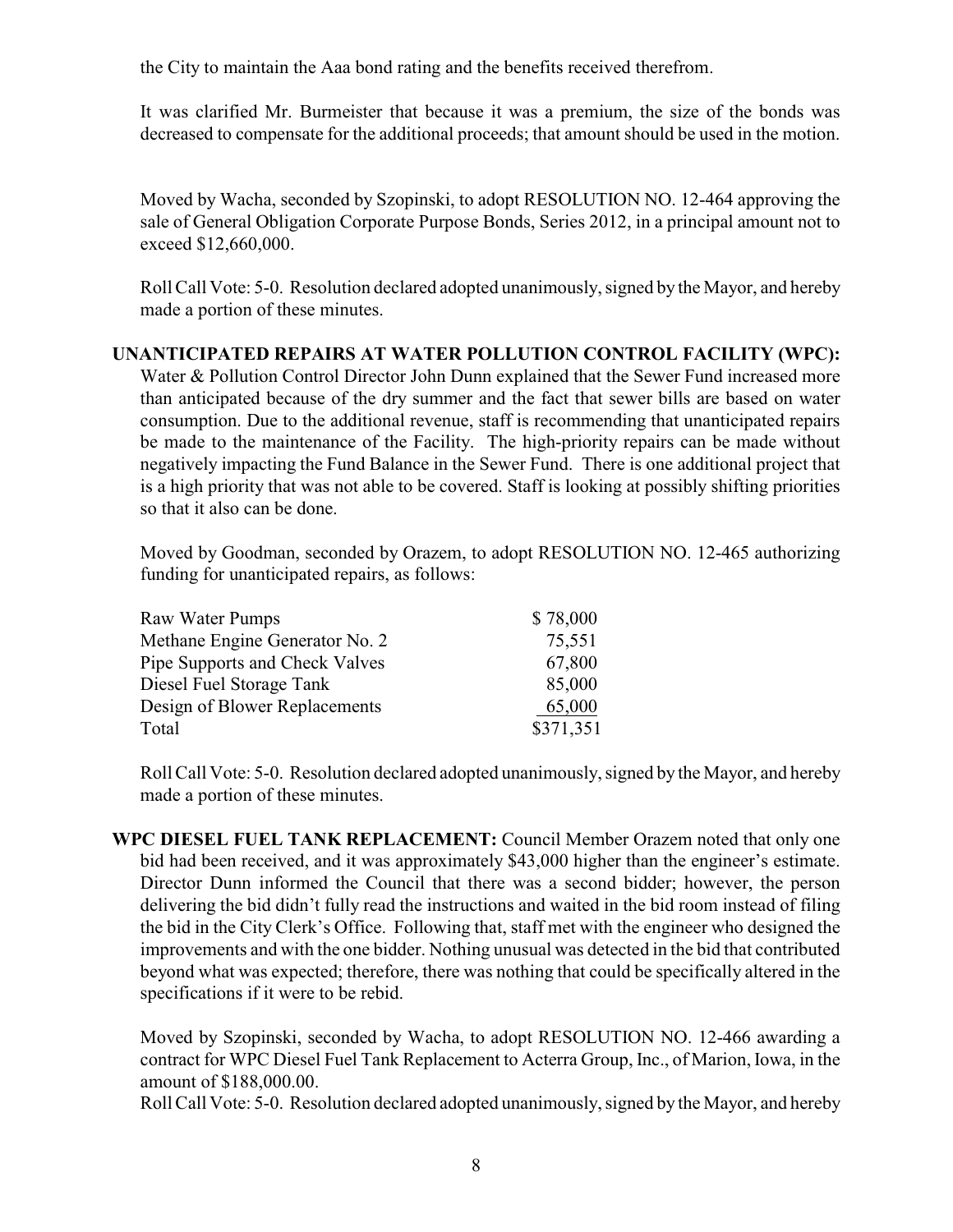the City to maintain the Aaa bond rating and the benefits received therefrom.

It was clarified Mr. Burmeister that because it was a premium, the size of the bonds was decreased to compensate for the additional proceeds; that amount should be used in the motion.

Moved by Wacha, seconded by Szopinski, to adopt RESOLUTION NO. 12-464 approving the sale of General Obligation Corporate Purpose Bonds, Series 2012, in a principal amount not to exceed $12,660,000.

Roll Call Vote: 5-0. Resolution declared adopted unanimously, signed by the Mayor, and hereby made a portion of these minutes.

**UNANTICIPATED REPAIRS AT WATER POLLUTION CONTROL FACILITY (WPC):** Water & Pollution Control Director John Dunn explained that the Sewer Fund increased more than anticipated because of the dry summer and the fact that sewer bills are based on water consumption. Due to the additional revenue, staff is recommending that unanticipated repairs be made to the maintenance of the Facility. The high-priority repairs can be made without negatively impacting the Fund Balance in the Sewer Fund. There is one additional project that is a high priority that was not able to be covered. Staff is looking at possibly shifting priorities so that it also can be done.

Moved by Goodman, seconded by Orazem, to adopt RESOLUTION NO. 12-465 authorizing funding for unanticipated repairs, as follows:

| | |
|---|---|
| Raw Water Pumps | $ 78,000 |
| Methane Engine Generator No. 2 | 75,551 |
| Pipe Supports and Check Valves | 67,800 |
| Diesel Fuel Storage Tank | 85,000 |
| Design of Blower Replacements | 65,000 |
| Total | $371,351 |

Roll Call Vote: 5-0. Resolution declared adopted unanimously, signed by the Mayor, and hereby made a portion of these minutes.

**WPC DIESEL FUEL TANK REPLACEMENT:** Council Member Orazem noted that only one bid had been received, and it was approximately $43,000 higher than the engineer's estimate. Director Dunn informed the Council that there was a second bidder; however, the person delivering the bid didn't fully read the instructions and waited in the bid room instead of filing the bid in the City Clerk's Office. Following that, staff met with the engineer who designed the improvements and with the one bidder. Nothing unusual was detected in the bid that contributed beyond what was expected; therefore, there was nothing that could be specifically altered in the specifications if it were to be rebid.

Moved by Szopinski, seconded by Wacha, to adopt RESOLUTION NO. 12-466 awarding a contract for WPC Diesel Fuel Tank Replacement to Acterra Group, Inc., of Marion, Iowa, in the amount of $188,000.00.

Roll Call Vote: 5-0. Resolution declared adopted unanimously, signed by the Mayor, and hereby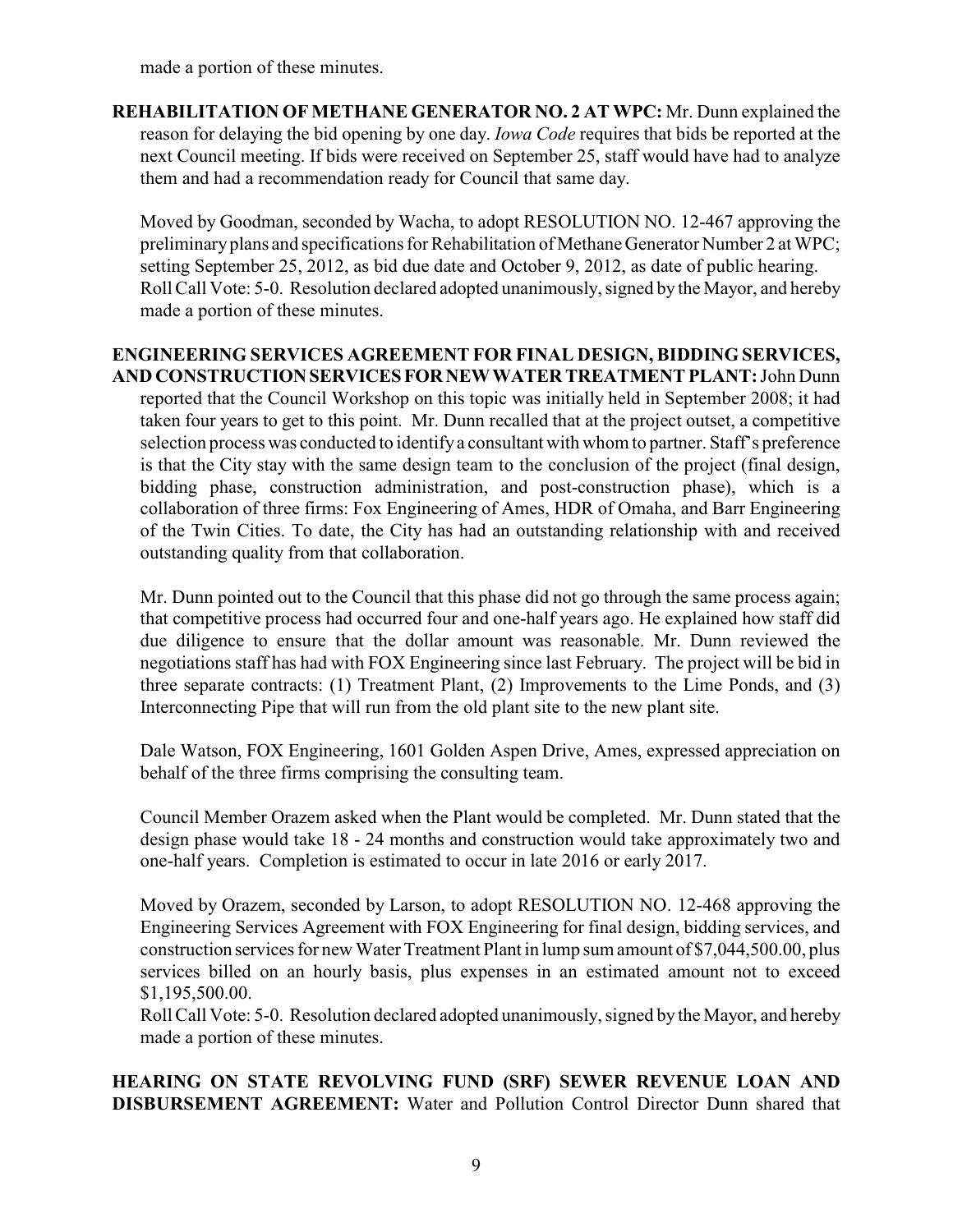made a portion of these minutes.

**REHABILITATION OF METHANE GENERATOR NO. 2 AT WPC:** Mr. Dunn explained the reason for delaying the bid opening by one day. *Iowa Code* requires that bids be reported at the next Council meeting. If bids were received on September 25, staff would have had to analyze them and had a recommendation ready for Council that same day.

Moved by Goodman, seconded by Wacha, to adopt RESOLUTION NO. 12-467 approving the preliminary plans and specifications for Rehabilitation of Methane Generator Number 2 at WPC; setting September 25, 2012, as bid due date and October 9, 2012, as date of public hearing.
Roll Call Vote: 5-0. Resolution declared adopted unanimously, signed by the Mayor, and hereby made a portion of these minutes.

**ENGINEERING SERVICES AGREEMENT FOR FINAL DESIGN, BIDDING SERVICES, AND CONSTRUCTION SERVICES FOR NEW WATER TREATMENT PLANT:** John Dunn reported that the Council Workshop on this topic was initially held in September 2008; it had taken four years to get to this point. Mr. Dunn recalled that at the project outset, a competitive selection process was conducted to identify a consultant with whom to partner. Staff's preference is that the City stay with the same design team to the conclusion of the project (final design, bidding phase, construction administration, and post-construction phase), which is a collaboration of three firms: Fox Engineering of Ames, HDR of Omaha, and Barr Engineering of the Twin Cities. To date, the City has had an outstanding relationship with and received outstanding quality from that collaboration.

Mr. Dunn pointed out to the Council that this phase did not go through the same process again; that competitive process had occurred four and one-half years ago. He explained how staff did due diligence to ensure that the dollar amount was reasonable. Mr. Dunn reviewed the negotiations staff has had with FOX Engineering since last February. The project will be bid in three separate contracts: (1) Treatment Plant, (2) Improvements to the Lime Ponds, and (3) Interconnecting Pipe that will run from the old plant site to the new plant site.

Dale Watson, FOX Engineering, 1601 Golden Aspen Drive, Ames, expressed appreciation on behalf of the three firms comprising the consulting team.

Council Member Orazem asked when the Plant would be completed. Mr. Dunn stated that the design phase would take 18 - 24 months and construction would take approximately two and one-half years. Completion is estimated to occur in late 2016 or early 2017.

Moved by Orazem, seconded by Larson, to adopt RESOLUTION NO. 12-468 approving the Engineering Services Agreement with FOX Engineering for final design, bidding services, and construction services for new Water Treatment Plant in lump sum amount of $7,044,500.00, plus services billed on an hourly basis, plus expenses in an estimated amount not to exceed $1,195,500.00.
Roll Call Vote: 5-0. Resolution declared adopted unanimously, signed by the Mayor, and hereby made a portion of these minutes.

**HEARING ON STATE REVOLVING FUND (SRF) SEWER REVENUE LOAN AND DISBURSEMENT AGREEMENT:** Water and Pollution Control Director Dunn shared that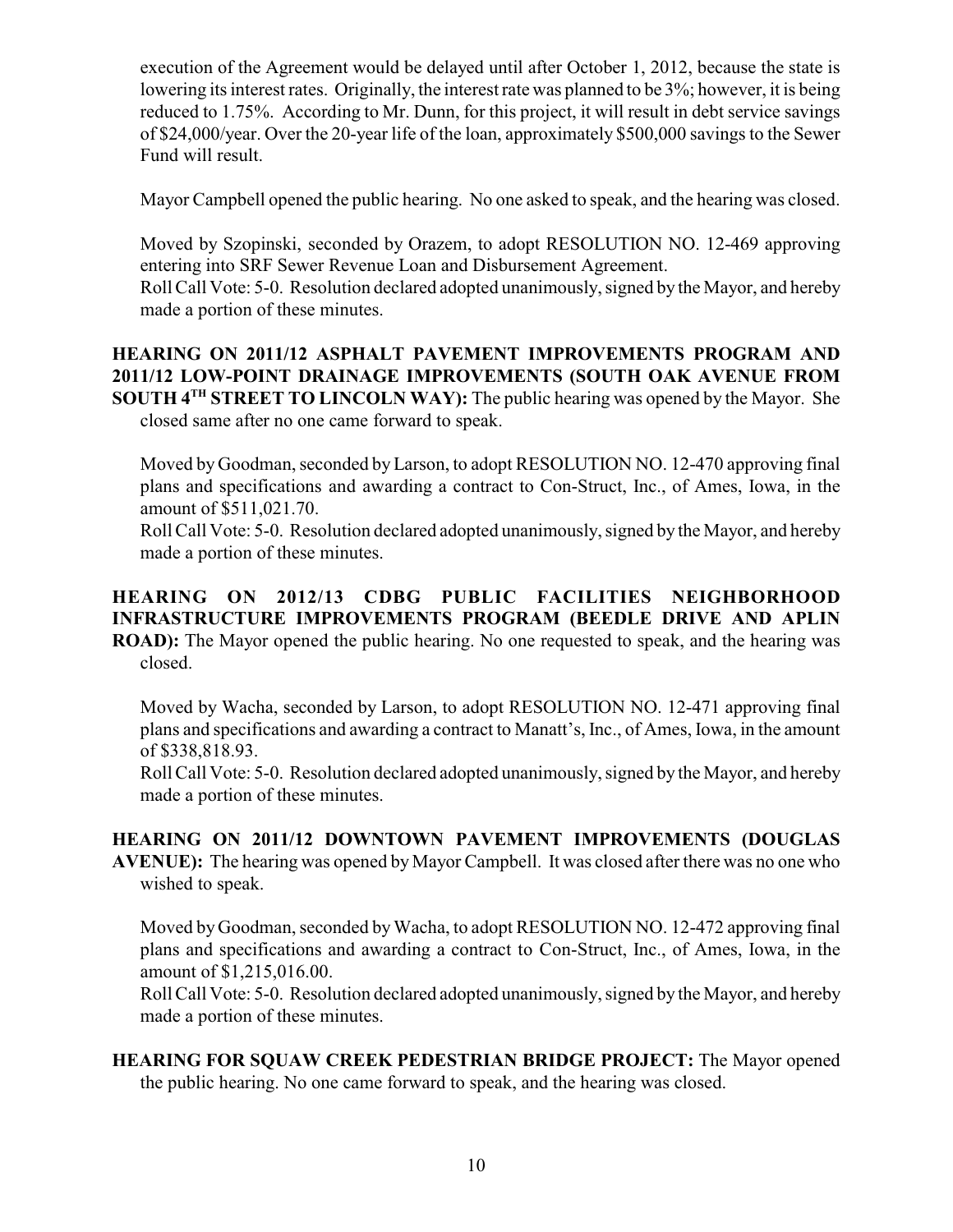execution of the Agreement would be delayed until after October 1, 2012, because the state is lowering its interest rates. Originally, the interest rate was planned to be 3%; however, it is being reduced to 1.75%. According to Mr. Dunn, for this project, it will result in debt service savings of $24,000/year. Over the 20-year life of the loan, approximately $500,000 savings to the Sewer Fund will result.

Mayor Campbell opened the public hearing. No one asked to speak, and the hearing was closed.

Moved by Szopinski, seconded by Orazem, to adopt RESOLUTION NO. 12-469 approving entering into SRF Sewer Revenue Loan and Disbursement Agreement.
Roll Call Vote: 5-0. Resolution declared adopted unanimously, signed by the Mayor, and hereby made a portion of these minutes.

**HEARING ON 2011/12 ASPHALT PAVEMENT IMPROVEMENTS PROGRAM AND 2011/12 LOW-POINT DRAINAGE IMPROVEMENTS (SOUTH OAK AVENUE FROM SOUTH 4TH STREET TO LINCOLN WAY):** The public hearing was opened by the Mayor. She closed same after no one came forward to speak.

Moved by Goodman, seconded by Larson, to adopt RESOLUTION NO. 12-470 approving final plans and specifications and awarding a contract to Con-Struct, Inc., of Ames, Iowa, in the amount of $511,021.70.
Roll Call Vote: 5-0. Resolution declared adopted unanimously, signed by the Mayor, and hereby made a portion of these minutes.

**HEARING ON 2012/13 CDBG PUBLIC FACILITIES NEIGHBORHOOD INFRASTRUCTURE IMPROVEMENTS PROGRAM (BEEDLE DRIVE AND APLIN ROAD):** The Mayor opened the public hearing. No one requested to speak, and the hearing was closed.

Moved by Wacha, seconded by Larson, to adopt RESOLUTION NO. 12-471 approving final plans and specifications and awarding a contract to Manatt's, Inc., of Ames, Iowa, in the amount of $338,818.93.
Roll Call Vote: 5-0. Resolution declared adopted unanimously, signed by the Mayor, and hereby made a portion of these minutes.

**HEARING ON 2011/12 DOWNTOWN PAVEMENT IMPROVEMENTS (DOUGLAS AVENUE):** The hearing was opened by Mayor Campbell. It was closed after there was no one who wished to speak.

Moved by Goodman, seconded by Wacha, to adopt RESOLUTION NO. 12-472 approving final plans and specifications and awarding a contract to Con-Struct, Inc., of Ames, Iowa, in the amount of $1,215,016.00.
Roll Call Vote: 5-0. Resolution declared adopted unanimously, signed by the Mayor, and hereby made a portion of these minutes.

**HEARING FOR SQUAW CREEK PEDESTRIAN BRIDGE PROJECT:** The Mayor opened the public hearing. No one came forward to speak, and the hearing was closed.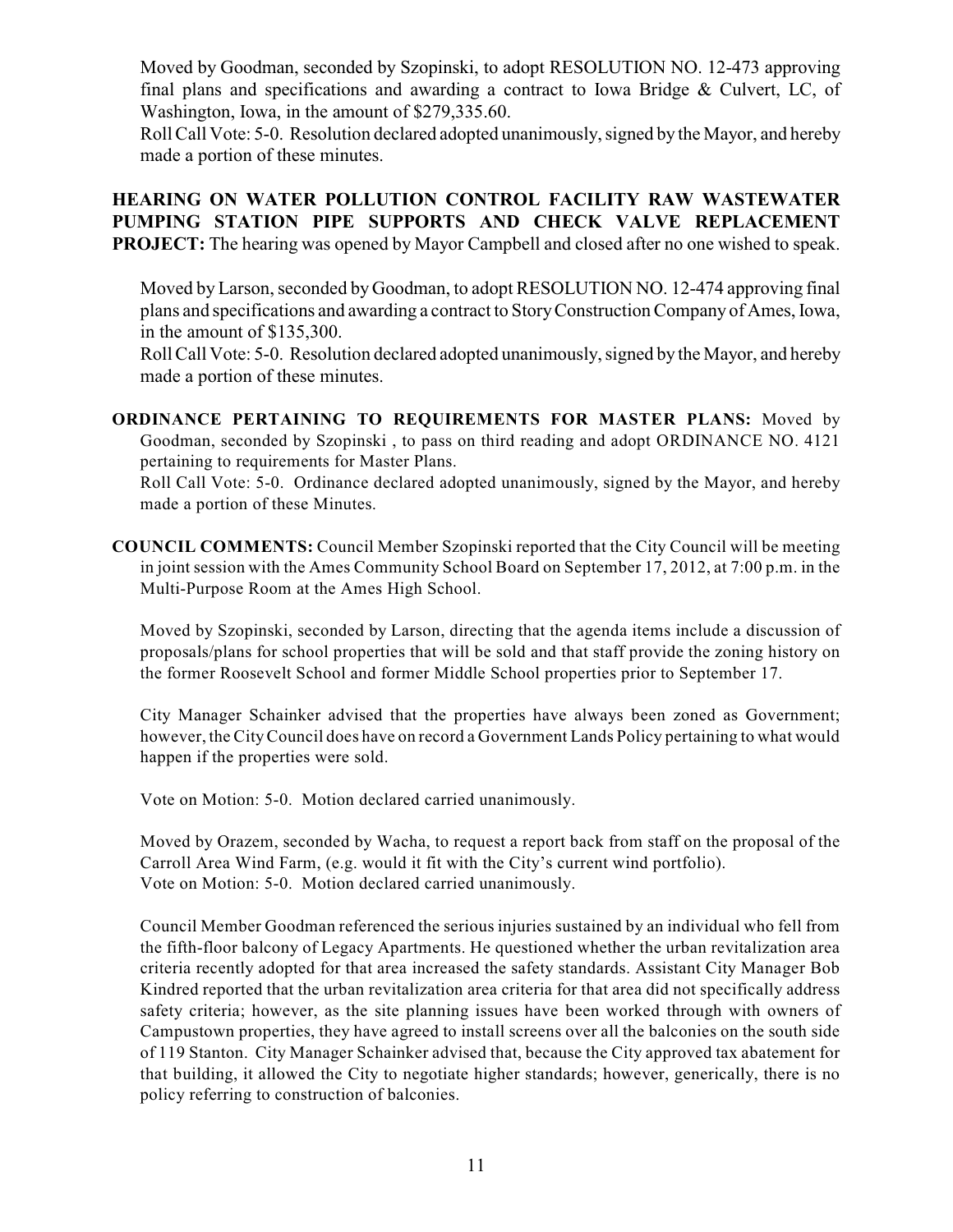Moved by Goodman, seconded by Szopinski, to adopt RESOLUTION NO. 12-473 approving final plans and specifications and awarding a contract to Iowa Bridge & Culvert, LC, of Washington, Iowa, in the amount of $279,335.60.

Roll Call Vote: 5-0. Resolution declared adopted unanimously, signed by the Mayor, and hereby made a portion of these minutes.

**HEARING ON WATER POLLUTION CONTROL FACILITY RAW WASTEWATER PUMPING STATION PIPE SUPPORTS AND CHECK VALVE REPLACEMENT PROJECT:** The hearing was opened by Mayor Campbell and closed after no one wished to speak.

Moved by Larson, seconded by Goodman, to adopt RESOLUTION NO. 12-474 approving final plans and specifications and awarding a contract to Story Construction Company of Ames, Iowa, in the amount of $135,300.

Roll Call Vote: 5-0. Resolution declared adopted unanimously, signed by the Mayor, and hereby made a portion of these minutes.

**ORDINANCE PERTAINING TO REQUIREMENTS FOR MASTER PLANS:** Moved by Goodman, seconded by Szopinski , to pass on third reading and adopt ORDINANCE NO. 4121 pertaining to requirements for Master Plans.

Roll Call Vote: 5-0. Ordinance declared adopted unanimously, signed by the Mayor, and hereby made a portion of these Minutes.

**COUNCIL COMMENTS:** Council Member Szopinski reported that the City Council will be meeting in joint session with the Ames Community School Board on September 17, 2012, at 7:00 p.m. in the Multi-Purpose Room at the Ames High School.

Moved by Szopinski, seconded by Larson, directing that the agenda items include a discussion of proposals/plans for school properties that will be sold and that staff provide the zoning history on the former Roosevelt School and former Middle School properties prior to September 17.

City Manager Schainker advised that the properties have always been zoned as Government; however, the City Council does have on record a Government Lands Policy pertaining to what would happen if the properties were sold.

Vote on Motion: 5-0. Motion declared carried unanimously.

Moved by Orazem, seconded by Wacha, to request a report back from staff on the proposal of the Carroll Area Wind Farm, (e.g. would it fit with the City's current wind portfolio).

Vote on Motion: 5-0. Motion declared carried unanimously.

Council Member Goodman referenced the serious injuries sustained by an individual who fell from the fifth-floor balcony of Legacy Apartments. He questioned whether the urban revitalization area criteria recently adopted for that area increased the safety standards. Assistant City Manager Bob Kindred reported that the urban revitalization area criteria for that area did not specifically address safety criteria; however, as the site planning issues have been worked through with owners of Campustown properties, they have agreed to install screens over all the balconies on the south side of 119 Stanton. City Manager Schainker advised that, because the City approved tax abatement for that building, it allowed the City to negotiate higher standards; however, generically, there is no policy referring to construction of balconies.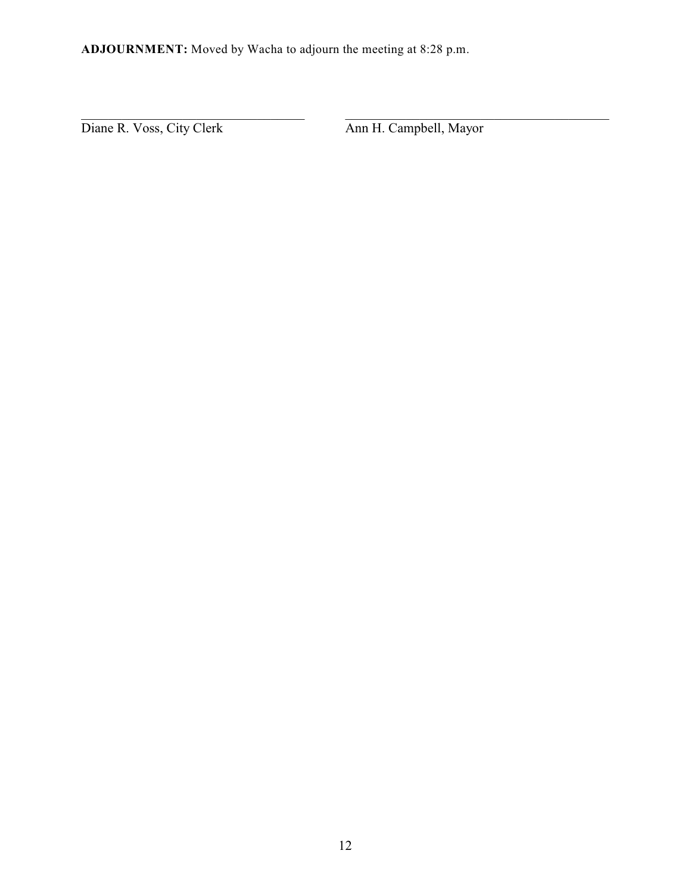**ADJOURNMENT:** Moved by Wacha to adjourn the meeting at 8:28 p.m.

\_\_\_\_\_\_\_\_\_\_\_\_\_\_\_\_\_\_\_\_\_\_\_\_\_\_\_\_\_\_\_\_\_\_\_\_
Diane R. Voss, City Clerk

\_\_\_\_\_\_\_\_\_\_\_\_\_\_\_\_\_\_\_\_\_\_\_\_\_\_\_\_\_\_\_\_\_\_\_\_\_\_\_\_\_\_
Ann H. Campbell, Mayor